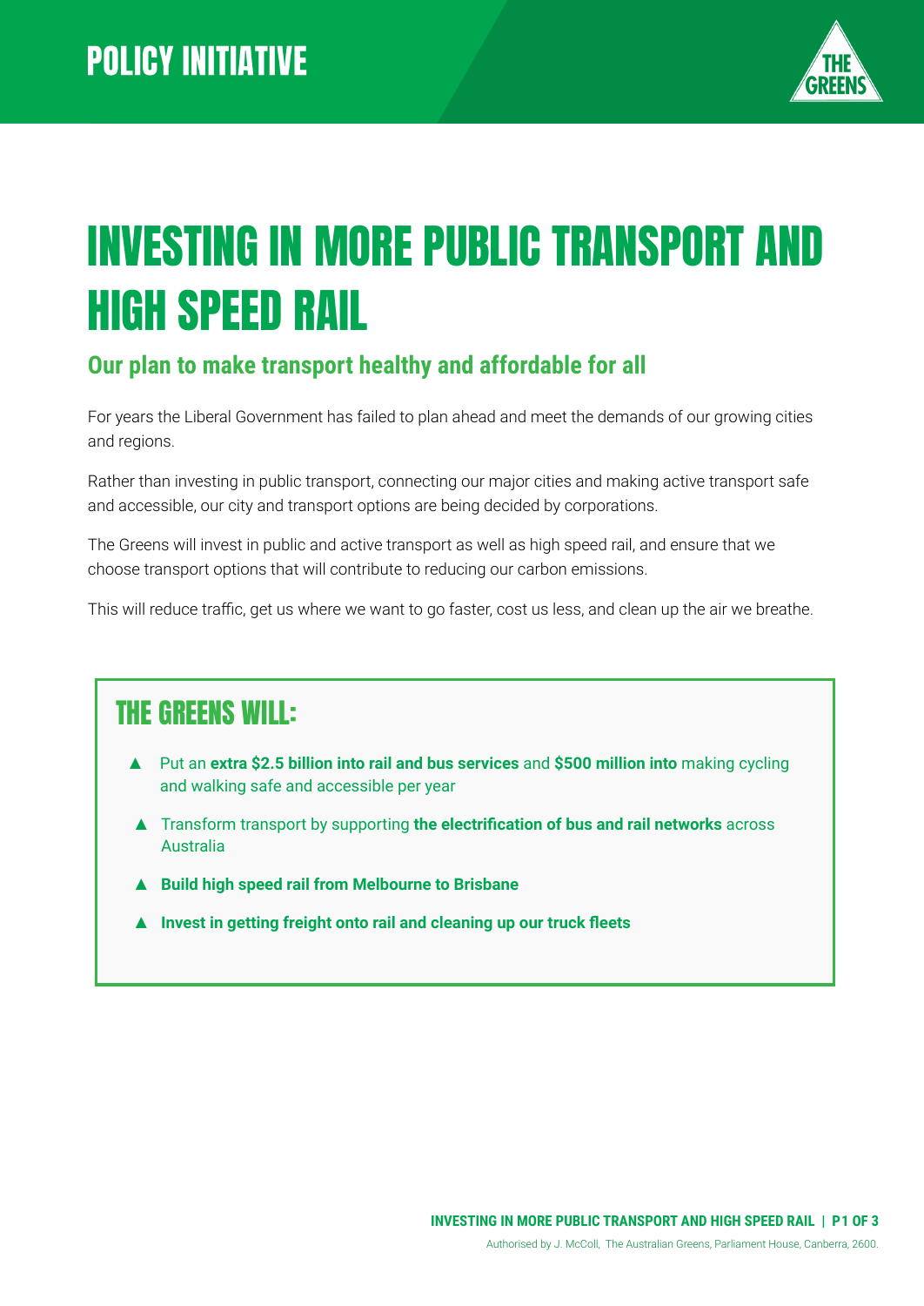POLICY INITIATIVE

# INVESTING IN MORE PUBLIC TRANSPORT AND HIGH SPEED RAIL

## Our plan to make transport healthy and affordable for all

For years the Liberal Government has failed to plan ahead and meet the demands of our growing cities and regions.

Rather than investing in public transport, connecting our major cities and making active transport safe and accessible, our city and transport options are being decided by corporations.

The Greens will invest in public and active transport as well as high speed rail, and ensure that we choose transport options that will contribute to reducing our carbon emissions.

This will reduce traffic, get us where we want to go faster, cost us less, and clean up the air we breathe.

## THE GREENS WILL:

- Put an **extra $2.5 billion into rail and bus services** and **$500 million into** making cycling and walking safe and accessible per year
- Transform transport by supporting **the electrification of bus and rail networks** across Australia
- **Build high speed rail from Melbourne to Brisbane**
- **Invest in getting freight onto rail and cleaning up our truck fleets**

Authorised by J. McColl, The Australian Greens, Parliament House, Canberra, 2600.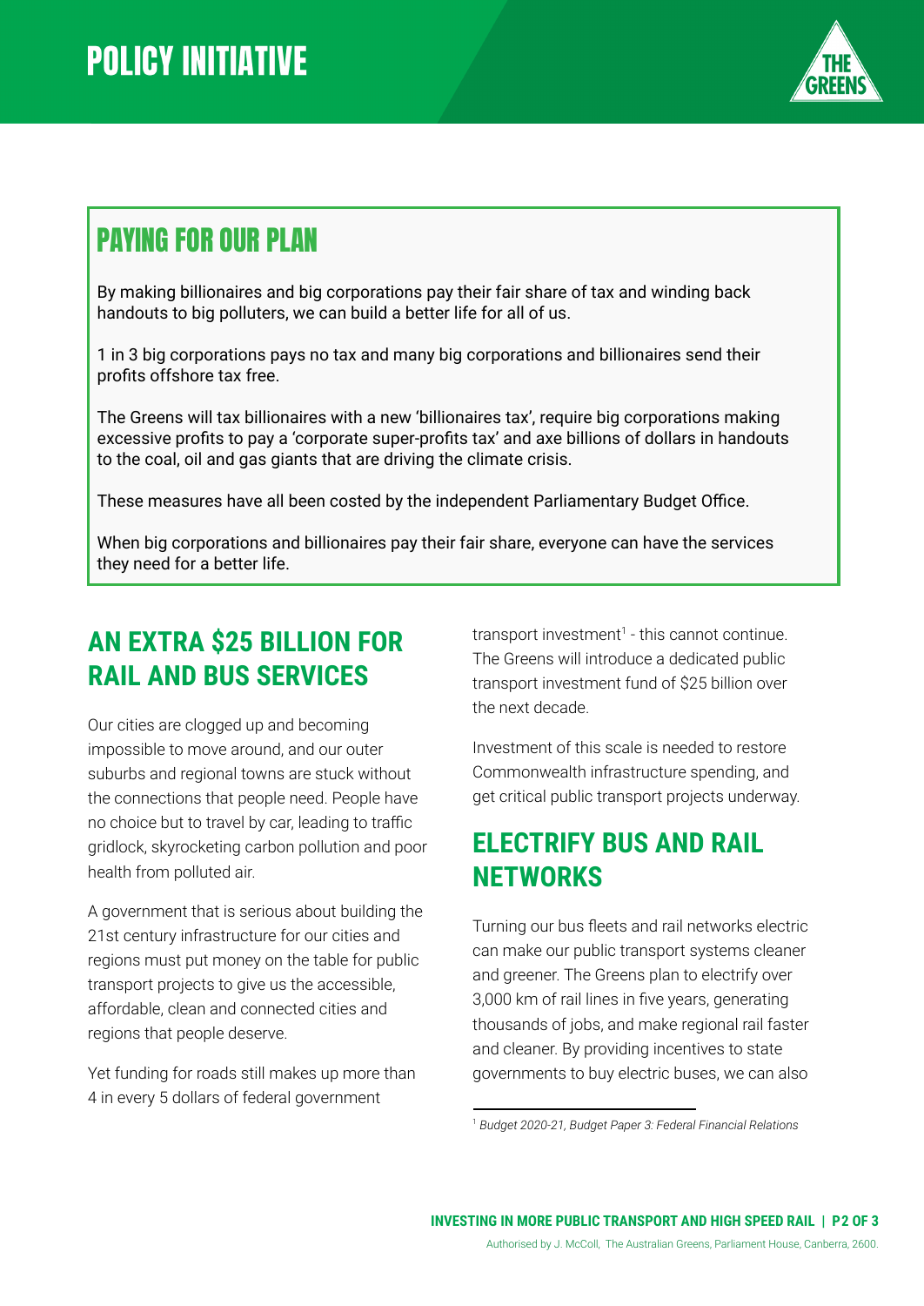# POLICY INITIATIVE

## PAYING FOR OUR PLAN

By making billionaires and big corporations pay their fair share of tax and winding back handouts to big polluters, we can build a better life for all of us.

1 in 3 big corporations pays no tax and many big corporations and billionaires send their profits offshore tax free.

The Greens will tax billionaires with a new 'billionaires tax', require big corporations making excessive profits to pay a 'corporate super-profits tax' and axe billions of dollars in handouts to the coal, oil and gas giants that are driving the climate crisis.

These measures have all been costed by the independent Parliamentary Budget Office.

When big corporations and billionaires pay their fair share, everyone can have the services they need for a better life.

## AN EXTRA $25 BILLION FOR RAIL AND BUS SERVICES

Our cities are clogged up and becoming impossible to move around, and our outer suburbs and regional towns are stuck without the connections that people need. People have no choice but to travel by car, leading to traffic gridlock, skyrocketing carbon pollution and poor health from polluted air.

A government that is serious about building the 21st century infrastructure for our cities and regions must put money on the table for public transport projects to give us the accessible, affordable, clean and connected cities and regions that people deserve.

Yet funding for roads still makes up more than 4 in every 5 dollars of federal government transport investment[1] - this cannot continue. The Greens will introduce a dedicated public transport investment fund of $25 billion over the next decade.

Investment of this scale is needed to restore Commonwealth infrastructure spending, and get critical public transport projects underway.

## ELECTRIFY BUS AND RAIL NETWORKS

Turning our bus fleets and rail networks electric can make our public transport systems cleaner and greener. The Greens plan to electrify over 3,000 km of rail lines in five years, generating thousands of jobs, and make regional rail faster and cleaner. By providing incentives to state governments to buy electric buses, we can also

[1] *Budget 2020-21, Budget Paper 3: Federal Financial Relations*

Authorised by J. McColl, The Australian Greens, Parliament House, Canberra, 2600.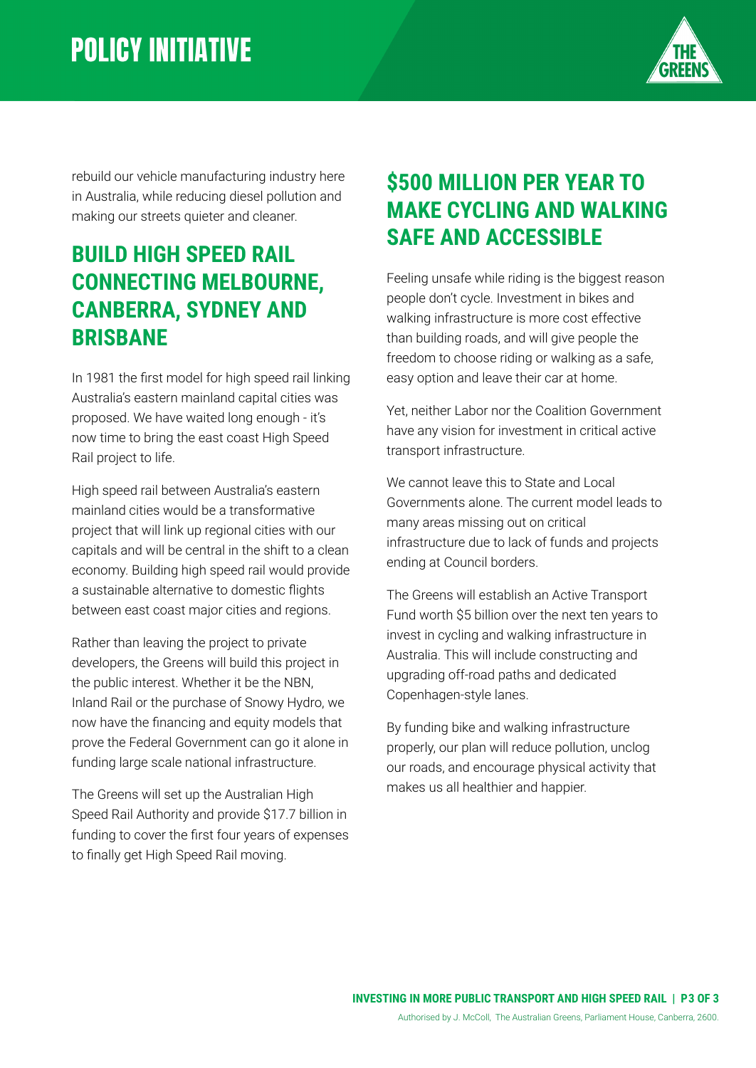rebuild our vehicle manufacturing industry here in Australia, while reducing diesel pollution and making our streets quieter and cleaner.

## BUILD HIGH SPEED RAIL CONNECTING MELBOURNE, CANBERRA, SYDNEY AND BRISBANE

In 1981 the first model for high speed rail linking Australia's eastern mainland capital cities was proposed. We have waited long enough - it's now time to bring the east coast High Speed Rail project to life.

High speed rail between Australia's eastern mainland cities would be a transformative project that will link up regional cities with our capitals and will be central in the shift to a clean economy. Building high speed rail would provide a sustainable alternative to domestic flights between east coast major cities and regions.

Rather than leaving the project to private developers, the Greens will build this project in the public interest. Whether it be the NBN, Inland Rail or the purchase of Snowy Hydro, we now have the financing and equity models that prove the Federal Government can go it alone in funding large scale national infrastructure.

The Greens will set up the Australian High Speed Rail Authority and provide $17.7 billion in funding to cover the first four years of expenses to finally get High Speed Rail moving.

## $500 MILLION PER YEAR TO MAKE CYCLING AND WALKING SAFE AND ACCESSIBLE

Feeling unsafe while riding is the biggest reason people don't cycle. Investment in bikes and walking infrastructure is more cost effective than building roads, and will give people the freedom to choose riding or walking as a safe, easy option and leave their car at home.

Yet, neither Labor nor the Coalition Government have any vision for investment in critical active transport infrastructure.

We cannot leave this to State and Local Governments alone. The current model leads to many areas missing out on critical infrastructure due to lack of funds and projects ending at Council borders.

The Greens will establish an Active Transport Fund worth $5 billion over the next ten years to invest in cycling and walking infrastructure in Australia. This will include constructing and upgrading off-road paths and dedicated Copenhagen-style lanes.

By funding bike and walking infrastructure properly, our plan will reduce pollution, unclog our roads, and encourage physical activity that makes us all healthier and happier.

Authorised by J. McColl, The Australian Greens, Parliament House, Canberra, 2600.